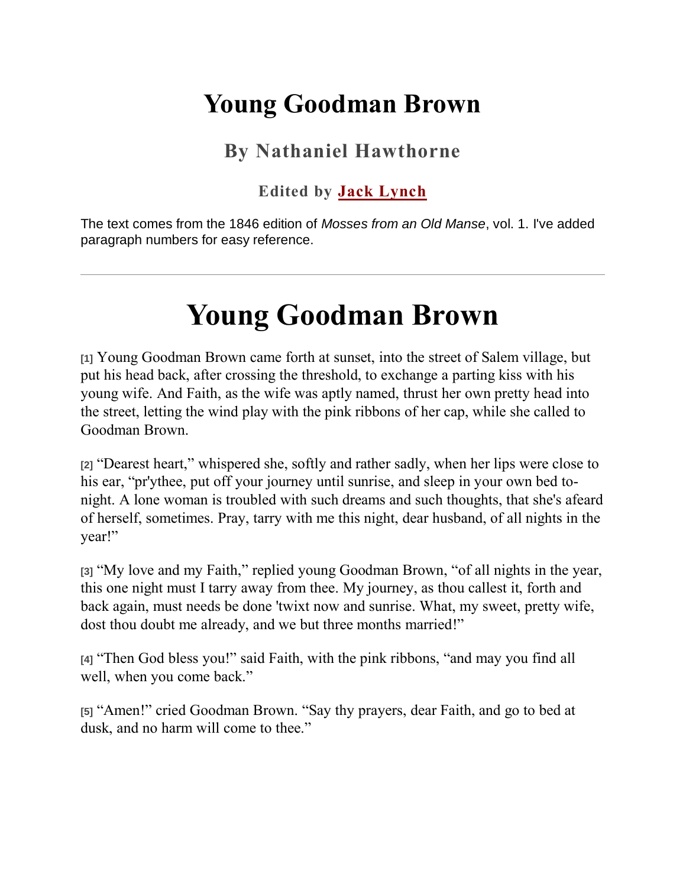# Young Goodman Brown

### By Nathaniel Hawthorne

#### Edited by Jack Lynch

The text comes from the 1846 edition of *Mosses from an Old Manse*, vol. 1. I've added paragraph numbers for easy reference.

---

# Young Goodman Brown

[1] Young Goodman Brown came forth at sunset, into the street of Salem village, but put his head back, after crossing the threshold, to exchange a parting kiss with his young wife. And Faith, as the wife was aptly named, thrust her own pretty head into the street, letting the wind play with the pink ribbons of her cap, while she called to Goodman Brown.

[2] "Dearest heart," whispered she, softly and rather sadly, when her lips were close to his ear, "pr'ythee, put off your journey until sunrise, and sleep in your own bed to-night. A lone woman is troubled with such dreams and such thoughts, that she's afeard of herself, sometimes. Pray, tarry with me this night, dear husband, of all nights in the year!"

[3] "My love and my Faith," replied young Goodman Brown, "of all nights in the year, this one night must I tarry away from thee. My journey, as thou callest it, forth and back again, must needs be done 'twixt now and sunrise. What, my sweet, pretty wife, dost thou doubt me already, and we but three months married!"

[4] "Then God bless you!" said Faith, with the pink ribbons, "and may you find all well, when you come back."

[5] "Amen!" cried Goodman Brown. "Say thy prayers, dear Faith, and go to bed at dusk, and no harm will come to thee."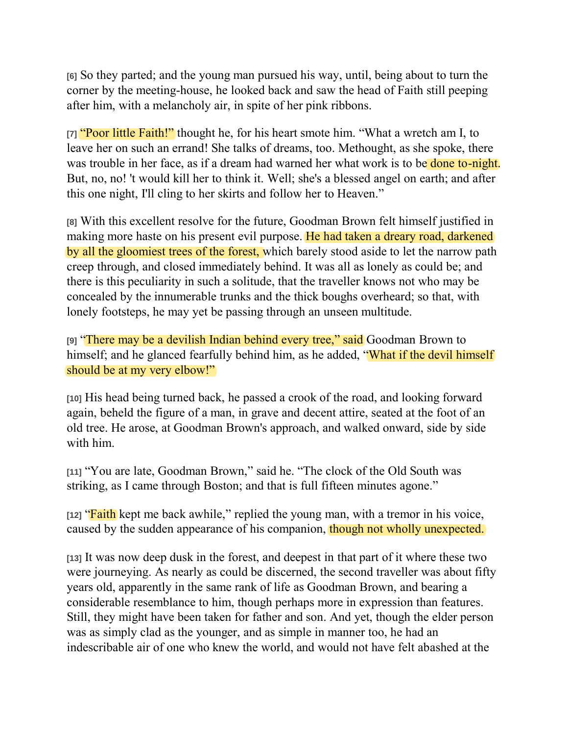[6] So they parted; and the young man pursued his way, until, being about to turn the corner by the meeting-house, he looked back and saw the head of Faith still peeping after him, with a melancholy air, in spite of her pink ribbons.

[7] "Poor little Faith!" thought he, for his heart smote him. "What a wretch am I, to leave her on such an errand! She talks of dreams, too. Methought, as she spoke, there was trouble in her face, as if a dream had warned her what work is to be done to-night. But, no, no! 't would kill her to think it. Well; she's a blessed angel on earth; and after this one night, I'll cling to her skirts and follow her to Heaven."

[8] With this excellent resolve for the future, Goodman Brown felt himself justified in making more haste on his present evil purpose. He had taken a dreary road, darkened by all the gloomiest trees of the forest, which barely stood aside to let the narrow path creep through, and closed immediately behind. It was all as lonely as could be; and there is this peculiarity in such a solitude, that the traveller knows not who may be concealed by the innumerable trunks and the thick boughs overhead; so that, with lonely footsteps, he may yet be passing through an unseen multitude.

[9] "There may be a devilish Indian behind every tree," said Goodman Brown to himself; and he glanced fearfully behind him, as he added, "What if the devil himself should be at my very elbow!"

[10] His head being turned back, he passed a crook of the road, and looking forward again, beheld the figure of a man, in grave and decent attire, seated at the foot of an old tree. He arose, at Goodman Brown's approach, and walked onward, side by side with him.

[11] "You are late, Goodman Brown," said he. "The clock of the Old South was striking, as I came through Boston; and that is full fifteen minutes agone."

[12] "Faith kept me back awhile," replied the young man, with a tremor in his voice, caused by the sudden appearance of his companion, though not wholly unexpected.

[13] It was now deep dusk in the forest, and deepest in that part of it where these two were journeying. As nearly as could be discerned, the second traveller was about fifty years old, apparently in the same rank of life as Goodman Brown, and bearing a considerable resemblance to him, though perhaps more in expression than features. Still, they might have been taken for father and son. And yet, though the elder person was as simply clad as the younger, and as simple in manner too, he had an indescribable air of one who knew the world, and would not have felt abashed at the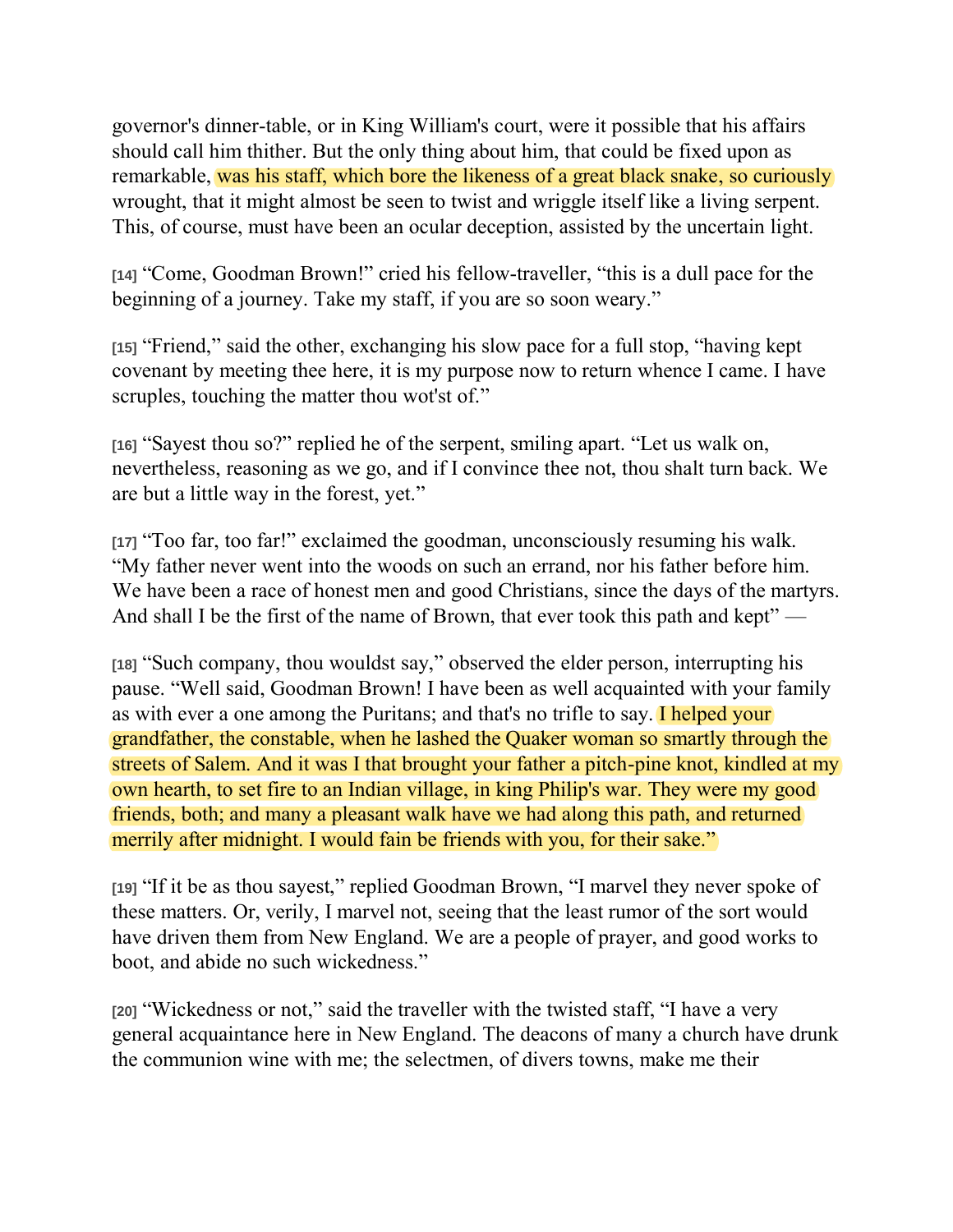governor's dinner-table, or in King William's court, were it possible that his affairs should call him thither. But the only thing about him, that could be fixed upon as remarkable, was his staff, which bore the likeness of a great black snake, so curiously wrought, that it might almost be seen to twist and wriggle itself like a living serpent. This, of course, must have been an ocular deception, assisted by the uncertain light.

[14] "Come, Goodman Brown!" cried his fellow-traveller, "this is a dull pace for the beginning of a journey. Take my staff, if you are so soon weary."

[15] "Friend," said the other, exchanging his slow pace for a full stop, "having kept covenant by meeting thee here, it is my purpose now to return whence I came. I have scruples, touching the matter thou wot'st of."

[16] "Sayest thou so?" replied he of the serpent, smiling apart. "Let us walk on, nevertheless, reasoning as we go, and if I convince thee not, thou shalt turn back. We are but a little way in the forest, yet."

[17] "Too far, too far!" exclaimed the goodman, unconsciously resuming his walk. "My father never went into the woods on such an errand, nor his father before him. We have been a race of honest men and good Christians, since the days of the martyrs. And shall I be the first of the name of Brown, that ever took this path and kept" —

[18] "Such company, thou wouldst say," observed the elder person, interrupting his pause. "Well said, Goodman Brown! I have been as well acquainted with your family as with ever a one among the Puritans; and that's no trifle to say. I helped your grandfather, the constable, when he lashed the Quaker woman so smartly through the streets of Salem. And it was I that brought your father a pitch-pine knot, kindled at my own hearth, to set fire to an Indian village, in king Philip's war. They were my good friends, both; and many a pleasant walk have we had along this path, and returned merrily after midnight. I would fain be friends with you, for their sake."

[19] "If it be as thou sayest," replied Goodman Brown, "I marvel they never spoke of these matters. Or, verily, I marvel not, seeing that the least rumor of the sort would have driven them from New England. We are a people of prayer, and good works to boot, and abide no such wickedness."

[20] "Wickedness or not," said the traveller with the twisted staff, "I have a very general acquaintance here in New England. The deacons of many a church have drunk the communion wine with me; the selectmen, of divers towns, make me their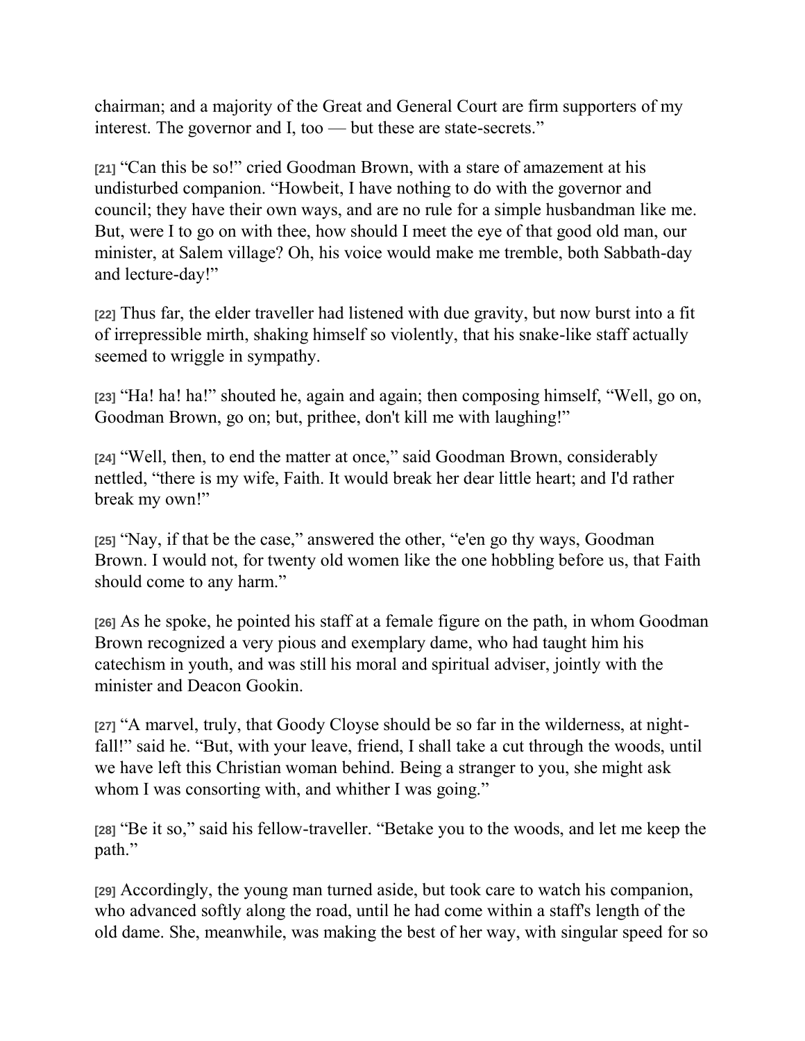chairman; and a majority of the Great and General Court are firm supporters of my interest. The governor and I, too — but these are state-secrets."

[21] "Can this be so!" cried Goodman Brown, with a stare of amazement at his undisturbed companion. "Howbeit, I have nothing to do with the governor and council; they have their own ways, and are no rule for a simple husbandman like me. But, were I to go on with thee, how should I meet the eye of that good old man, our minister, at Salem village? Oh, his voice would make me tremble, both Sabbath-day and lecture-day!"

[22] Thus far, the elder traveller had listened with due gravity, but now burst into a fit of irrepressible mirth, shaking himself so violently, that his snake-like staff actually seemed to wriggle in sympathy.

[23] "Ha! ha! ha!" shouted he, again and again; then composing himself, "Well, go on, Goodman Brown, go on; but, prithee, don't kill me with laughing!"

[24] "Well, then, to end the matter at once," said Goodman Brown, considerably nettled, "there is my wife, Faith. It would break her dear little heart; and I'd rather break my own!"

[25] "Nay, if that be the case," answered the other, "e'en go thy ways, Goodman Brown. I would not, for twenty old women like the one hobbling before us, that Faith should come to any harm."

[26] As he spoke, he pointed his staff at a female figure on the path, in whom Goodman Brown recognized a very pious and exemplary dame, who had taught him his catechism in youth, and was still his moral and spiritual adviser, jointly with the minister and Deacon Gookin.

[27] "A marvel, truly, that Goody Cloyse should be so far in the wilderness, at night-fall!" said he. "But, with your leave, friend, I shall take a cut through the woods, until we have left this Christian woman behind. Being a stranger to you, she might ask whom I was consorting with, and whither I was going."

[28] "Be it so," said his fellow-traveller. "Betake you to the woods, and let me keep the path."

[29] Accordingly, the young man turned aside, but took care to watch his companion, who advanced softly along the road, until he had come within a staff's length of the old dame. She, meanwhile, was making the best of her way, with singular speed for so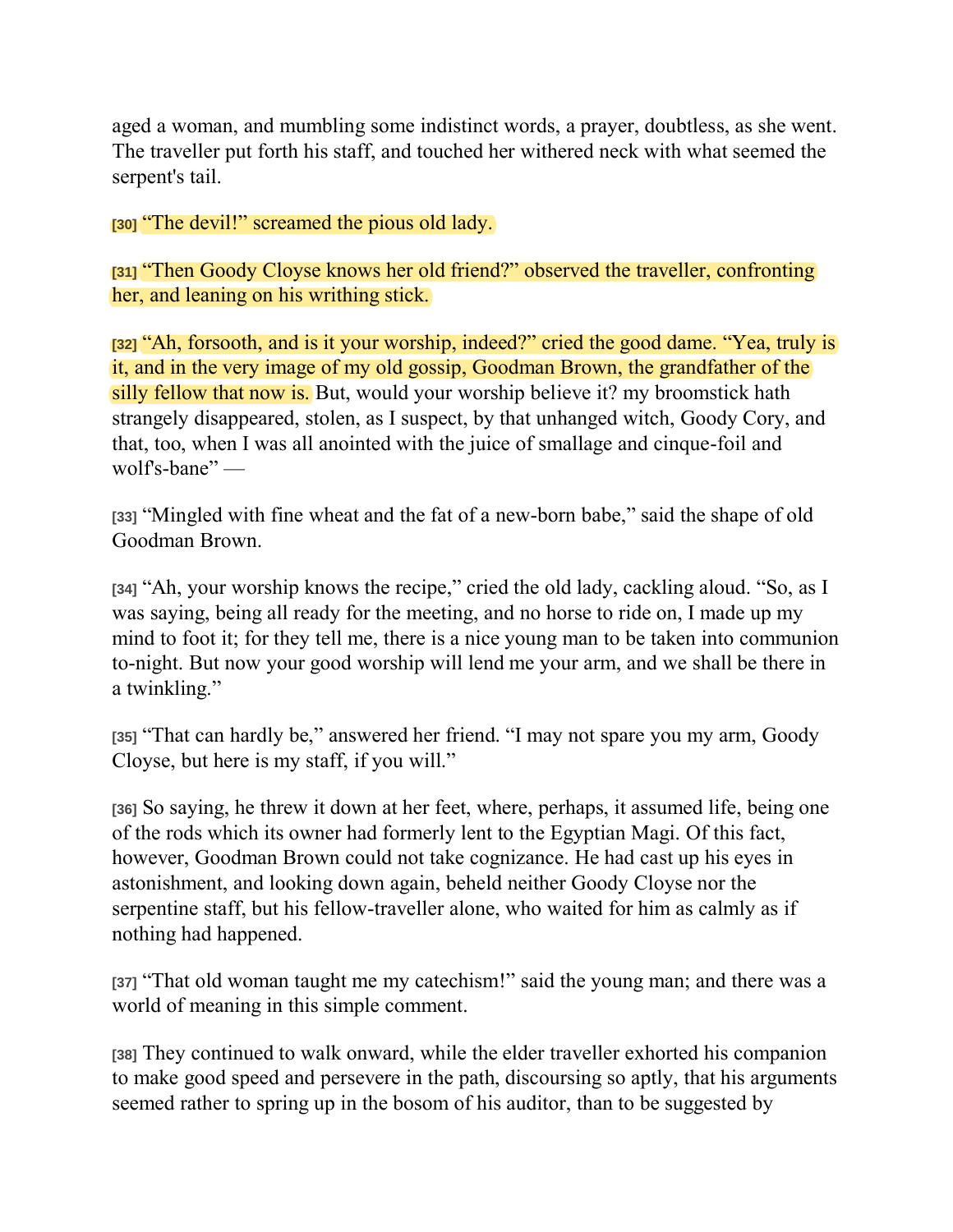aged a woman, and mumbling some indistinct words, a prayer, doubtless, as she went. The traveller put forth his staff, and touched her withered neck with what seemed the serpent's tail.

[30] “The devil!” screamed the pious old lady.

[31] “Then Goody Cloyse knows her old friend?” observed the traveller, confronting her, and leaning on his writhing stick.

[32] “Ah, forsooth, and is it your worship, indeed?” cried the good dame. “Yea, truly is it, and in the very image of my old gossip, Goodman Brown, the grandfather of the silly fellow that now is. But, would your worship believe it? my broomstick hath strangely disappeared, stolen, as I suspect, by that unhanged witch, Goody Cory, and that, too, when I was all anointed with the juice of smallage and cinque-foil and wolf's-bane” —

[33] “Mingled with fine wheat and the fat of a new-born babe,” said the shape of old Goodman Brown.

[34] “Ah, your worship knows the recipe,” cried the old lady, cackling aloud. “So, as I was saying, being all ready for the meeting, and no horse to ride on, I made up my mind to foot it; for they tell me, there is a nice young man to be taken into communion to-night. But now your good worship will lend me your arm, and we shall be there in a twinkling.”

[35] “That can hardly be,” answered her friend. “I may not spare you my arm, Goody Cloyse, but here is my staff, if you will.”

[36] So saying, he threw it down at her feet, where, perhaps, it assumed life, being one of the rods which its owner had formerly lent to the Egyptian Magi. Of this fact, however, Goodman Brown could not take cognizance. He had cast up his eyes in astonishment, and looking down again, beheld neither Goody Cloyse nor the serpentine staff, but his fellow-traveller alone, who waited for him as calmly as if nothing had happened.

[37] “That old woman taught me my catechism!” said the young man; and there was a world of meaning in this simple comment.

[38] They continued to walk onward, while the elder traveller exhorted his companion to make good speed and persevere in the path, discoursing so aptly, that his arguments seemed rather to spring up in the bosom of his auditor, than to be suggested by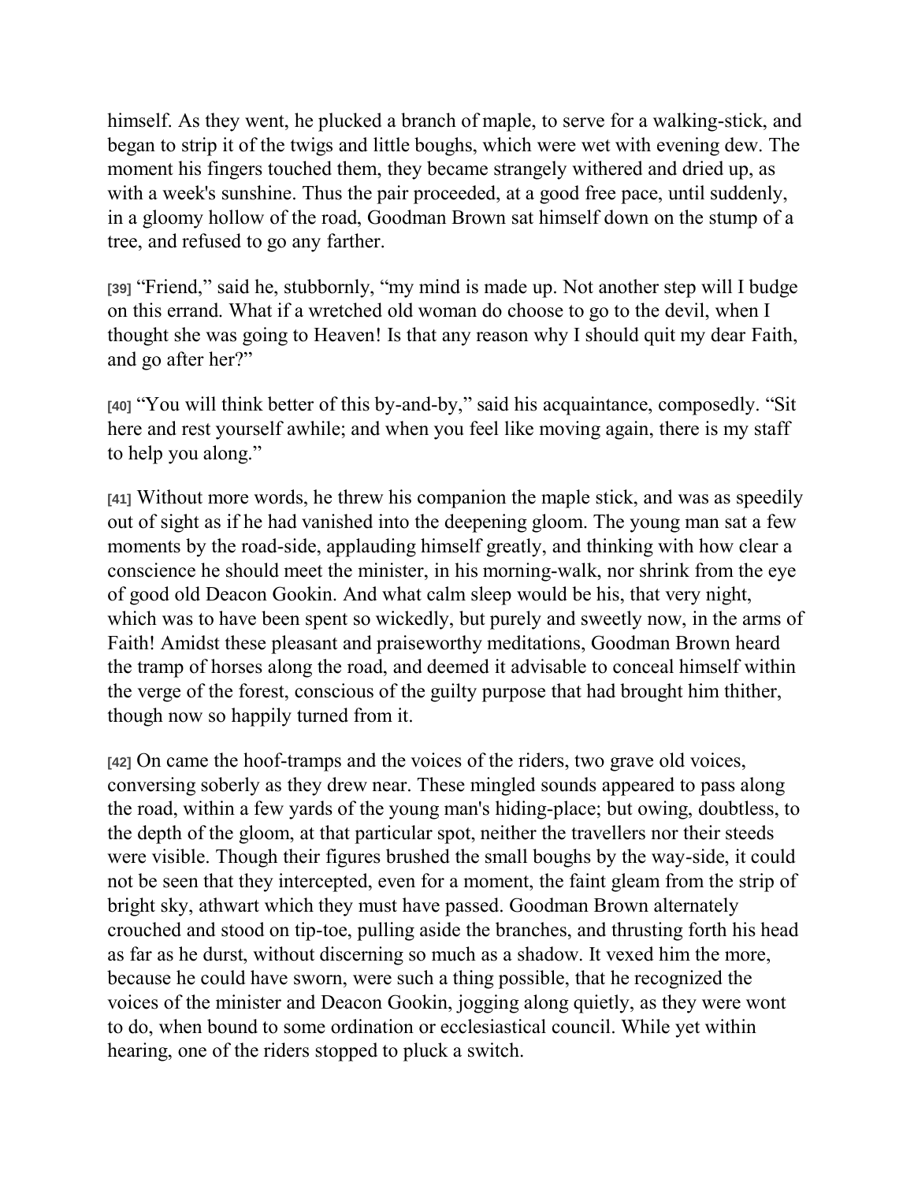himself. As they went, he plucked a branch of maple, to serve for a walking-stick, and began to strip it of the twigs and little boughs, which were wet with evening dew. The moment his fingers touched them, they became strangely withered and dried up, as with a week's sunshine. Thus the pair proceeded, at a good free pace, until suddenly, in a gloomy hollow of the road, Goodman Brown sat himself down on the stump of a tree, and refused to go any farther.

[39] “Friend,” said he, stubbornly, “my mind is made up. Not another step will I budge on this errand. What if a wretched old woman do choose to go to the devil, when I thought she was going to Heaven! Is that any reason why I should quit my dear Faith, and go after her?”

[40] “You will think better of this by-and-by,” said his acquaintance, composedly. “Sit here and rest yourself awhile; and when you feel like moving again, there is my staff to help you along.”

[41] Without more words, he threw his companion the maple stick, and was as speedily out of sight as if he had vanished into the deepening gloom. The young man sat a few moments by the road-side, applauding himself greatly, and thinking with how clear a conscience he should meet the minister, in his morning-walk, nor shrink from the eye of good old Deacon Gookin. And what calm sleep would be his, that very night, which was to have been spent so wickedly, but purely and sweetly now, in the arms of Faith! Amidst these pleasant and praiseworthy meditations, Goodman Brown heard the tramp of horses along the road, and deemed it advisable to conceal himself within the verge of the forest, conscious of the guilty purpose that had brought him thither, though now so happily turned from it.

[42] On came the hoof-tramps and the voices of the riders, two grave old voices, conversing soberly as they drew near. These mingled sounds appeared to pass along the road, within a few yards of the young man's hiding-place; but owing, doubtless, to the depth of the gloom, at that particular spot, neither the travellers nor their steeds were visible. Though their figures brushed the small boughs by the way-side, it could not be seen that they intercepted, even for a moment, the faint gleam from the strip of bright sky, athwart which they must have passed. Goodman Brown alternately crouched and stood on tip-toe, pulling aside the branches, and thrusting forth his head as far as he durst, without discerning so much as a shadow. It vexed him the more, because he could have sworn, were such a thing possible, that he recognized the voices of the minister and Deacon Gookin, jogging along quietly, as they were wont to do, when bound to some ordination or ecclesiastical council. While yet within hearing, one of the riders stopped to pluck a switch.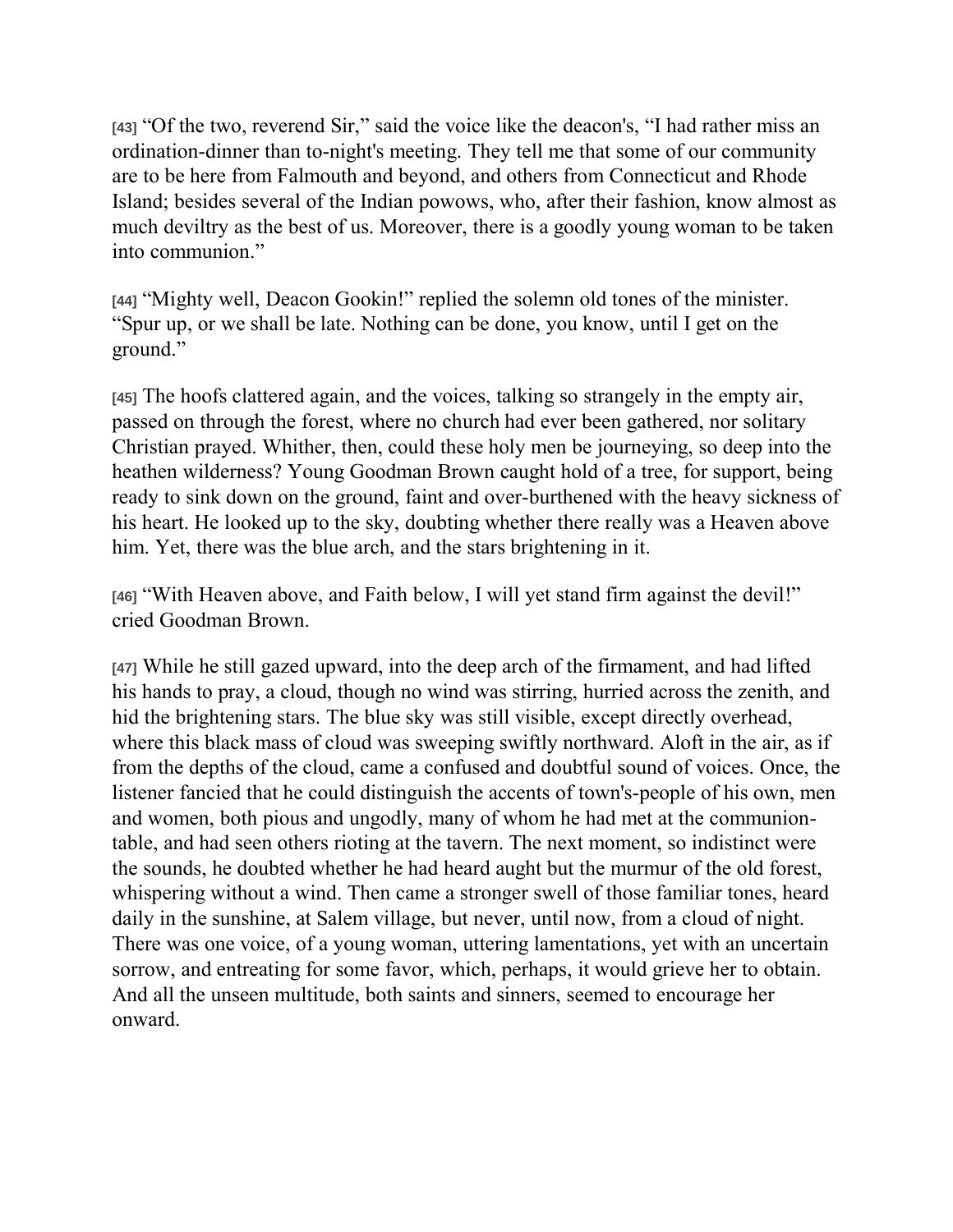[43] “Of the two, reverend Sir,” said the voice like the deacon's, “I had rather miss an ordination-dinner than to-night's meeting. They tell me that some of our community are to be here from Falmouth and beyond, and others from Connecticut and Rhode Island; besides several of the Indian powows, who, after their fashion, know almost as much deviltry as the best of us. Moreover, there is a goodly young woman to be taken into communion.”

[44] “Mighty well, Deacon Gookin!” replied the solemn old tones of the minister. “Spur up, or we shall be late. Nothing can be done, you know, until I get on the ground.”

[45] The hoofs clattered again, and the voices, talking so strangely in the empty air, passed on through the forest, where no church had ever been gathered, nor solitary Christian prayed. Whither, then, could these holy men be journeying, so deep into the heathen wilderness? Young Goodman Brown caught hold of a tree, for support, being ready to sink down on the ground, faint and over-burthened with the heavy sickness of his heart. He looked up to the sky, doubting whether there really was a Heaven above him. Yet, there was the blue arch, and the stars brightening in it.

[46] “With Heaven above, and Faith below, I will yet stand firm against the devil!” cried Goodman Brown.

[47] While he still gazed upward, into the deep arch of the firmament, and had lifted his hands to pray, a cloud, though no wind was stirring, hurried across the zenith, and hid the brightening stars. The blue sky was still visible, except directly overhead, where this black mass of cloud was sweeping swiftly northward. Aloft in the air, as if from the depths of the cloud, came a confused and doubtful sound of voices. Once, the listener fancied that he could distinguish the accents of town's-people of his own, men and women, both pious and ungodly, many of whom he had met at the communion-table, and had seen others rioting at the tavern. The next moment, so indistinct were the sounds, he doubted whether he had heard aught but the murmur of the old forest, whispering without a wind. Then came a stronger swell of those familiar tones, heard daily in the sunshine, at Salem village, but never, until now, from a cloud of night. There was one voice, of a young woman, uttering lamentations, yet with an uncertain sorrow, and entreating for some favor, which, perhaps, it would grieve her to obtain. And all the unseen multitude, both saints and sinners, seemed to encourage her onward.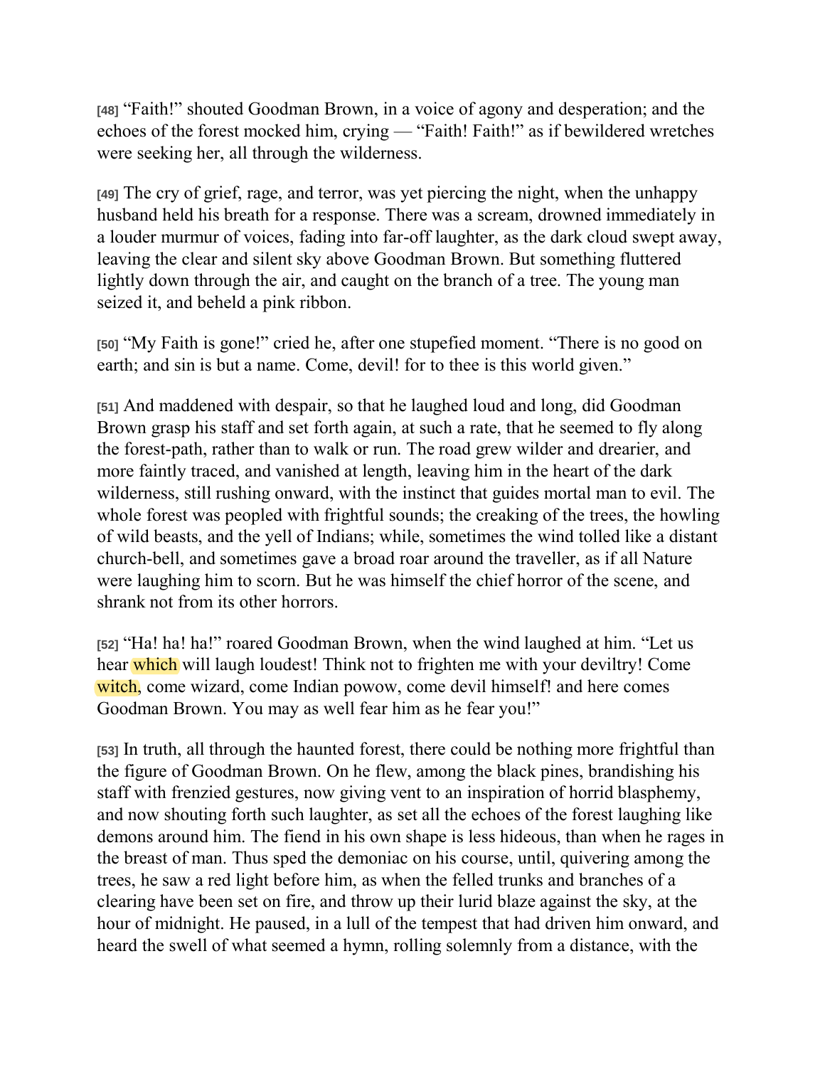[48] “Faith!” shouted Goodman Brown, in a voice of agony and desperation; and the echoes of the forest mocked him, crying — “Faith! Faith!” as if bewildered wretches were seeking her, all through the wilderness.

[49] The cry of grief, rage, and terror, was yet piercing the night, when the unhappy husband held his breath for a response. There was a scream, drowned immediately in a louder murmur of voices, fading into far-off laughter, as the dark cloud swept away, leaving the clear and silent sky above Goodman Brown. But something fluttered lightly down through the air, and caught on the branch of a tree. The young man seized it, and beheld a pink ribbon.

[50] “My Faith is gone!” cried he, after one stupefied moment. “There is no good on earth; and sin is but a name. Come, devil! for to thee is this world given.”

[51] And maddened with despair, so that he laughed loud and long, did Goodman Brown grasp his staff and set forth again, at such a rate, that he seemed to fly along the forest-path, rather than to walk or run. The road grew wilder and drearier, and more faintly traced, and vanished at length, leaving him in the heart of the dark wilderness, still rushing onward, with the instinct that guides mortal man to evil. The whole forest was peopled with frightful sounds; the creaking of the trees, the howling of wild beasts, and the yell of Indians; while, sometimes the wind tolled like a distant church-bell, and sometimes gave a broad roar around the traveller, as if all Nature were laughing him to scorn. But he was himself the chief horror of the scene, and shrank not from its other horrors.

[52] “Ha! ha! ha!” roared Goodman Brown, when the wind laughed at him. “Let us hear which will laugh loudest! Think not to frighten me with your deviltry! Come witch, come wizard, come Indian powow, come devil himself! and here comes Goodman Brown. You may as well fear him as he fear you!”

[53] In truth, all through the haunted forest, there could be nothing more frightful than the figure of Goodman Brown. On he flew, among the black pines, brandishing his staff with frenzied gestures, now giving vent to an inspiration of horrid blasphemy, and now shouting forth such laughter, as set all the echoes of the forest laughing like demons around him. The fiend in his own shape is less hideous, than when he rages in the breast of man. Thus sped the demoniac on his course, until, quivering among the trees, he saw a red light before him, as when the felled trunks and branches of a clearing have been set on fire, and throw up their lurid blaze against the sky, at the hour of midnight. He paused, in a lull of the tempest that had driven him onward, and heard the swell of what seemed a hymn, rolling solemnly from a distance, with the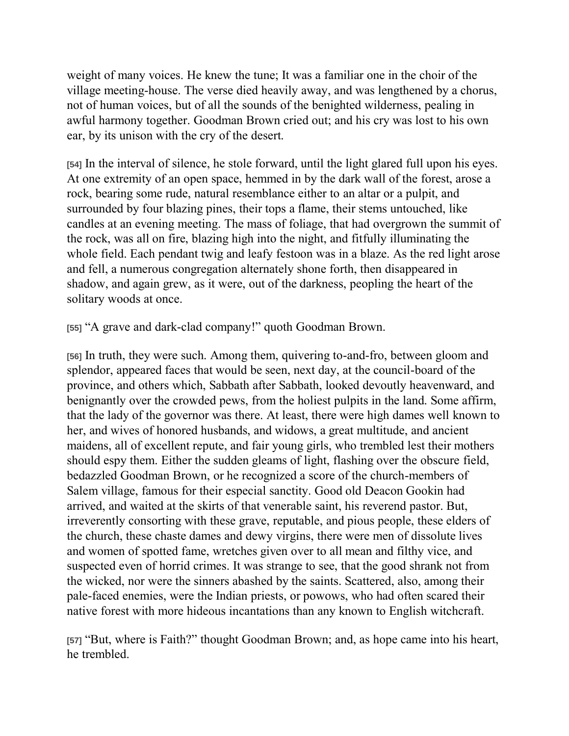weight of many voices. He knew the tune; It was a familiar one in the choir of the village meeting-house. The verse died heavily away, and was lengthened by a chorus, not of human voices, but of all the sounds of the benighted wilderness, pealing in awful harmony together. Goodman Brown cried out; and his cry was lost to his own ear, by its unison with the cry of the desert.

**[54]** In the interval of silence, he stole forward, until the light glared full upon his eyes. At one extremity of an open space, hemmed in by the dark wall of the forest, arose a rock, bearing some rude, natural resemblance either to an altar or a pulpit, and surrounded by four blazing pines, their tops a flame, their stems untouched, like candles at an evening meeting. The mass of foliage, that had overgrown the summit of the rock, was all on fire, blazing high into the night, and fitfully illuminating the whole field. Each pendant twig and leafy festoon was in a blaze. As the red light arose and fell, a numerous congregation alternately shone forth, then disappeared in shadow, and again grew, as it were, out of the darkness, peopling the heart of the solitary woods at once.

**[55]** "A grave and dark-clad company!" quoth Goodman Brown.

**[56]** In truth, they were such. Among them, quivering to-and-fro, between gloom and splendor, appeared faces that would be seen, next day, at the council-board of the province, and others which, Sabbath after Sabbath, looked devoutly heavenward, and benignantly over the crowded pews, from the holiest pulpits in the land. Some affirm, that the lady of the governor was there. At least, there were high dames well known to her, and wives of honored husbands, and widows, a great multitude, and ancient maidens, all of excellent repute, and fair young girls, who trembled lest their mothers should espy them. Either the sudden gleams of light, flashing over the obscure field, bedazzled Goodman Brown, or he recognized a score of the church-members of Salem village, famous for their especial sanctity. Good old Deacon Gookin had arrived, and waited at the skirts of that venerable saint, his reverend pastor. But, irreverently consorting with these grave, reputable, and pious people, these elders of the church, these chaste dames and dewy virgins, there were men of dissolute lives and women of spotted fame, wretches given over to all mean and filthy vice, and suspected even of horrid crimes. It was strange to see, that the good shrank not from the wicked, nor were the sinners abashed by the saints. Scattered, also, among their pale-faced enemies, were the Indian priests, or powows, who had often scared their native forest with more hideous incantations than any known to English witchcraft.

**[57]** "But, where is Faith?" thought Goodman Brown; and, as hope came into his heart, he trembled.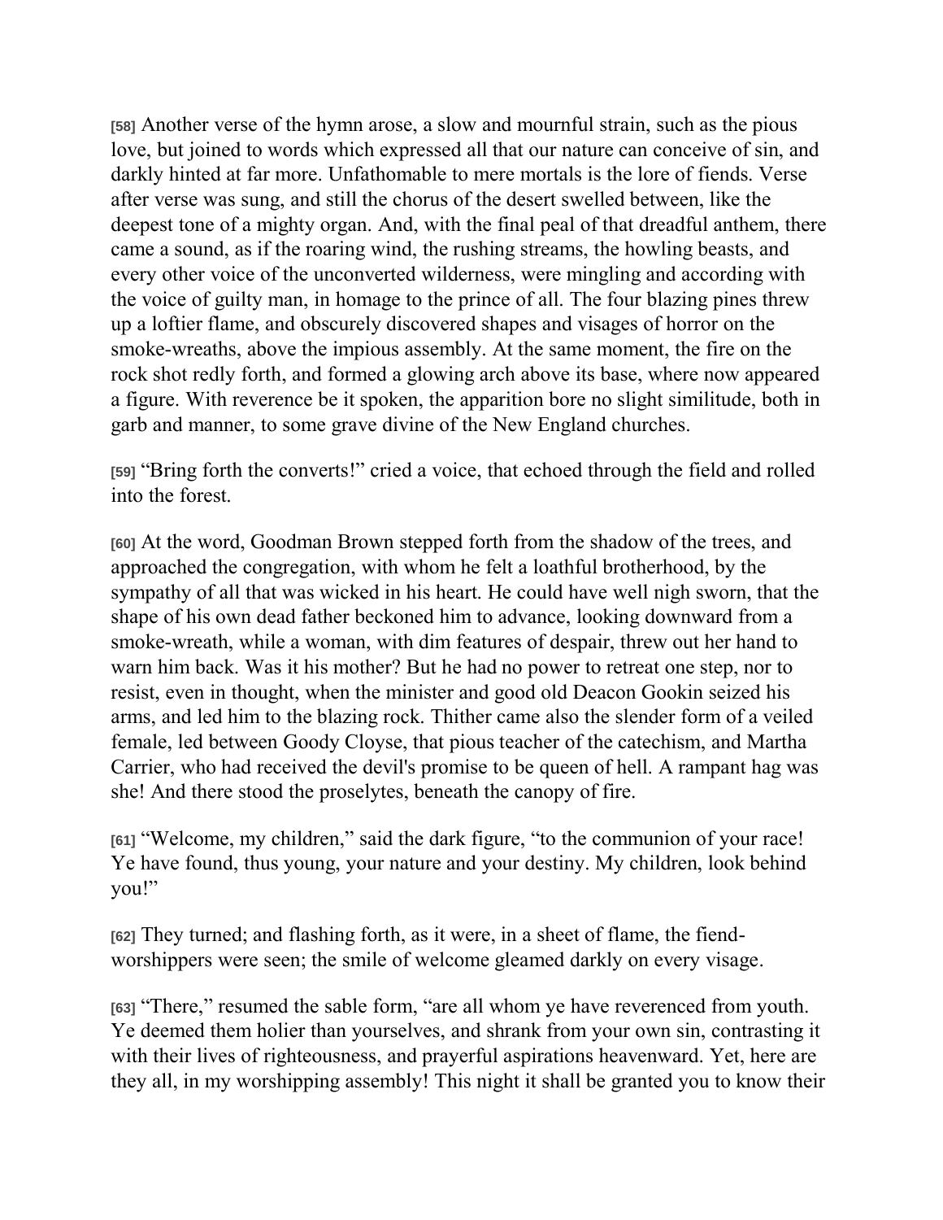[58] Another verse of the hymn arose, a slow and mournful strain, such as the pious love, but joined to words which expressed all that our nature can conceive of sin, and darkly hinted at far more. Unfathomable to mere mortals is the lore of fiends. Verse after verse was sung, and still the chorus of the desert swelled between, like the deepest tone of a mighty organ. And, with the final peal of that dreadful anthem, there came a sound, as if the roaring wind, the rushing streams, the howling beasts, and every other voice of the unconverted wilderness, were mingling and according with the voice of guilty man, in homage to the prince of all. The four blazing pines threw up a loftier flame, and obscurely discovered shapes and visages of horror on the smoke-wreaths, above the impious assembly. At the same moment, the fire on the rock shot redly forth, and formed a glowing arch above its base, where now appeared a figure. With reverence be it spoken, the apparition bore no slight similitude, both in garb and manner, to some grave divine of the New England churches.

[59] "Bring forth the converts!" cried a voice, that echoed through the field and rolled into the forest.

[60] At the word, Goodman Brown stepped forth from the shadow of the trees, and approached the congregation, with whom he felt a loathful brotherhood, by the sympathy of all that was wicked in his heart. He could have well nigh sworn, that the shape of his own dead father beckoned him to advance, looking downward from a smoke-wreath, while a woman, with dim features of despair, threw out her hand to warn him back. Was it his mother? But he had no power to retreat one step, nor to resist, even in thought, when the minister and good old Deacon Gookin seized his arms, and led him to the blazing rock. Thither came also the slender form of a veiled female, led between Goody Cloyse, that pious teacher of the catechism, and Martha Carrier, who had received the devil's promise to be queen of hell. A rampant hag was she! And there stood the proselytes, beneath the canopy of fire.

[61] "Welcome, my children," said the dark figure, "to the communion of your race! Ye have found, thus young, your nature and your destiny. My children, look behind you!"

[62] They turned; and flashing forth, as it were, in a sheet of flame, the fiend-worshippers were seen; the smile of welcome gleamed darkly on every visage.

[63] "There," resumed the sable form, "are all whom ye have reverenced from youth. Ye deemed them holier than yourselves, and shrank from your own sin, contrasting it with their lives of righteousness, and prayerful aspirations heavenward. Yet, here are they all, in my worshipping assembly! This night it shall be granted you to know their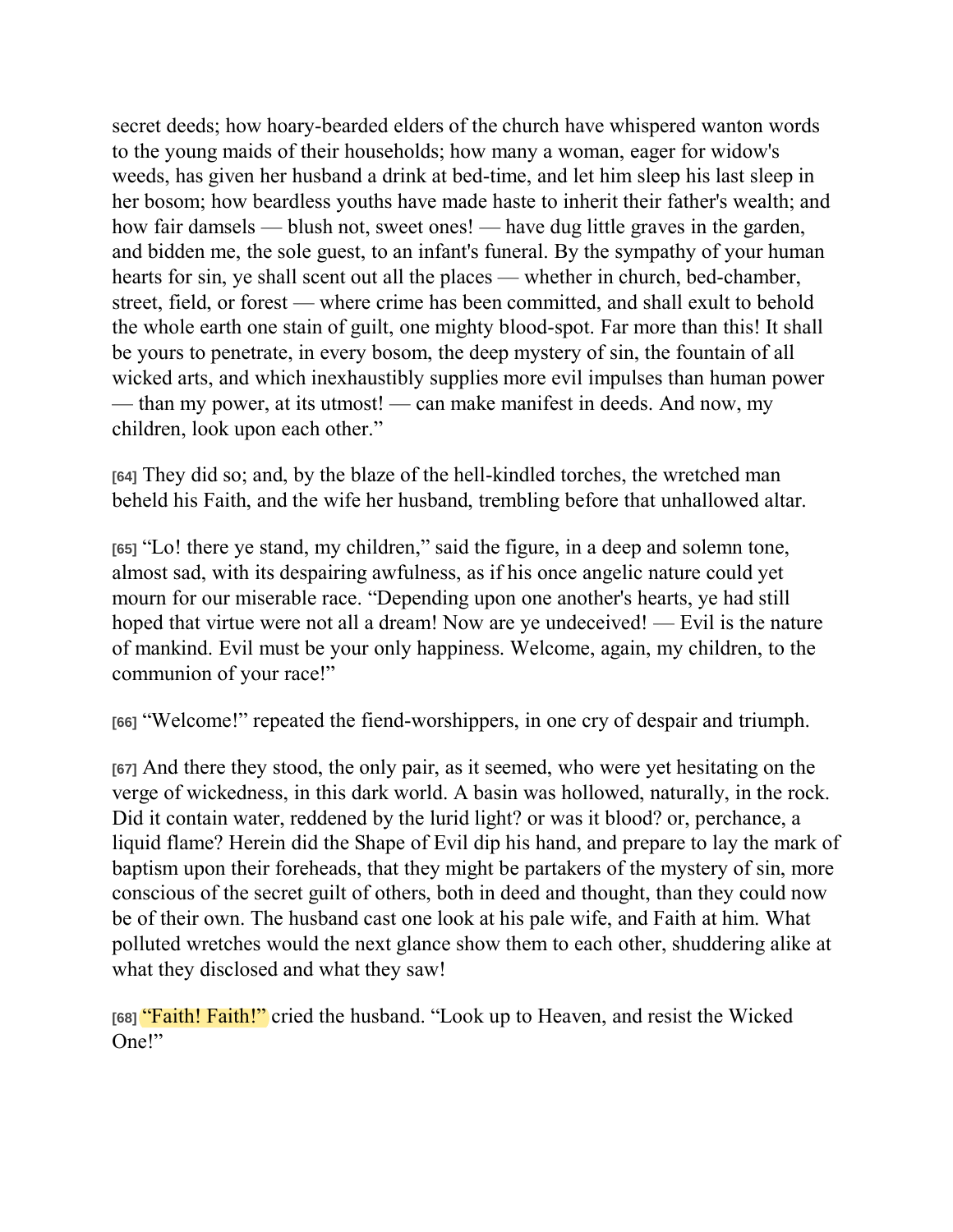secret deeds; how hoary-bearded elders of the church have whispered wanton words to the young maids of their households; how many a woman, eager for widow's weeds, has given her husband a drink at bed-time, and let him sleep his last sleep in her bosom; how beardless youths have made haste to inherit their father's wealth; and how fair damsels — blush not, sweet ones! — have dug little graves in the garden, and bidden me, the sole guest, to an infant's funeral. By the sympathy of your human hearts for sin, ye shall scent out all the places — whether in church, bed-chamber, street, field, or forest — where crime has been committed, and shall exult to behold the whole earth one stain of guilt, one mighty blood-spot. Far more than this! It shall be yours to penetrate, in every bosom, the deep mystery of sin, the fountain of all wicked arts, and which inexhaustibly supplies more evil impulses than human power — than my power, at its utmost! — can make manifest in deeds. And now, my children, look upon each other."

[64] They did so; and, by the blaze of the hell-kindled torches, the wretched man beheld his Faith, and the wife her husband, trembling before that unhallowed altar.

[65] "Lo! there ye stand, my children," said the figure, in a deep and solemn tone, almost sad, with its despairing awfulness, as if his once angelic nature could yet mourn for our miserable race. "Depending upon one another's hearts, ye had still hoped that virtue were not all a dream! Now are ye undeceived! — Evil is the nature of mankind. Evil must be your only happiness. Welcome, again, my children, to the communion of your race!"

[66] "Welcome!" repeated the fiend-worshippers, in one cry of despair and triumph.

[67] And there they stood, the only pair, as it seemed, who were yet hesitating on the verge of wickedness, in this dark world. A basin was hollowed, naturally, in the rock. Did it contain water, reddened by the lurid light? or was it blood? or, perchance, a liquid flame? Herein did the Shape of Evil dip his hand, and prepare to lay the mark of baptism upon their foreheads, that they might be partakers of the mystery of sin, more conscious of the secret guilt of others, both in deed and thought, than they could now be of their own. The husband cast one look at his pale wife, and Faith at him. What polluted wretches would the next glance show them to each other, shuddering alike at what they disclosed and what they saw!

[68] "Faith! Faith!" cried the husband. "Look up to Heaven, and resist the Wicked One!"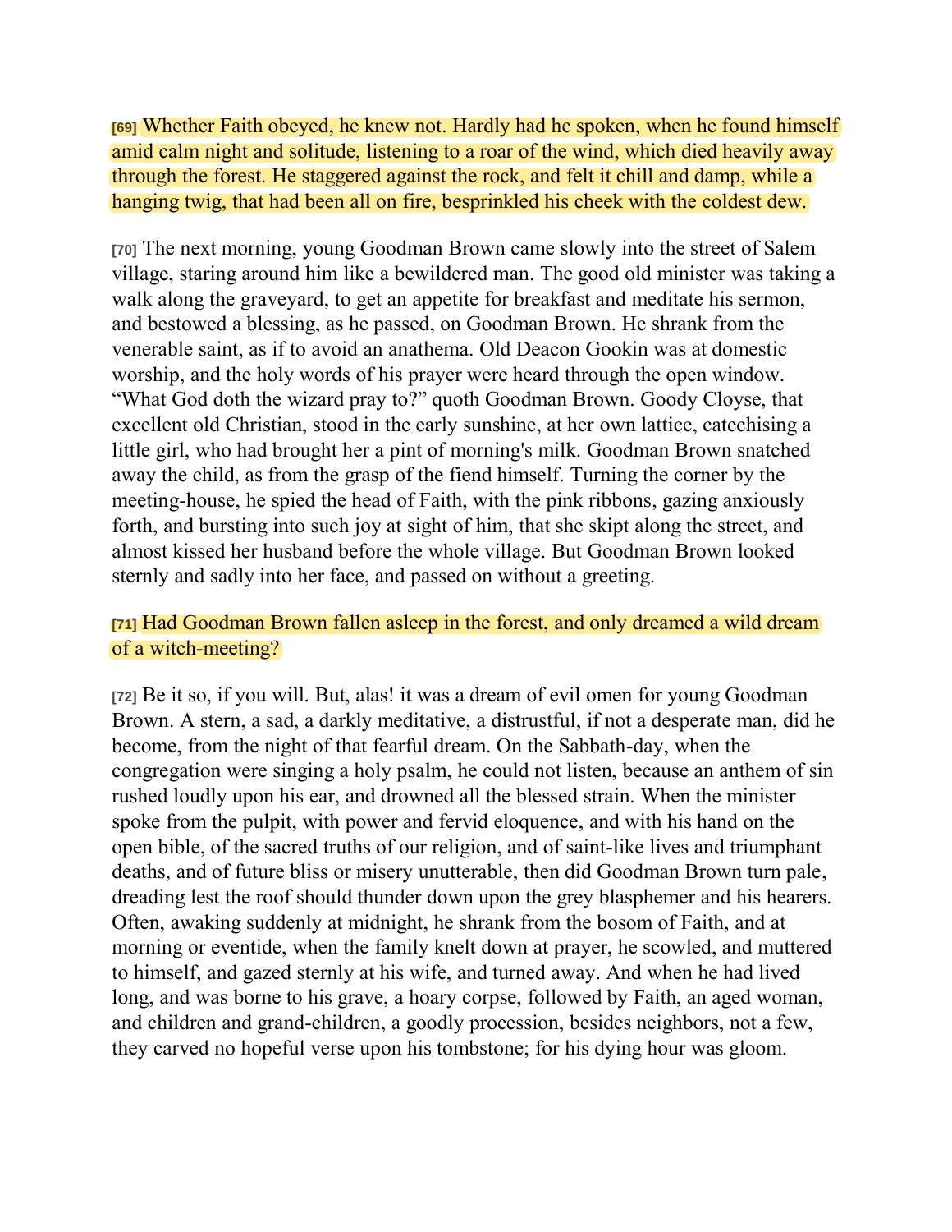[69] Whether Faith obeyed, he knew not. Hardly had he spoken, when he found himself amid calm night and solitude, listening to a roar of the wind, which died heavily away through the forest. He staggered against the rock, and felt it chill and damp, while a hanging twig, that had been all on fire, besprinkled his cheek with the coldest dew.

[70] The next morning, young Goodman Brown came slowly into the street of Salem village, staring around him like a bewildered man. The good old minister was taking a walk along the graveyard, to get an appetite for breakfast and meditate his sermon, and bestowed a blessing, as he passed, on Goodman Brown. He shrank from the venerable saint, as if to avoid an anathema. Old Deacon Gookin was at domestic worship, and the holy words of his prayer were heard through the open window. "What God doth the wizard pray to?" quoth Goodman Brown. Goody Cloyse, that excellent old Christian, stood in the early sunshine, at her own lattice, catechising a little girl, who had brought her a pint of morning's milk. Goodman Brown snatched away the child, as from the grasp of the fiend himself. Turning the corner by the meeting-house, he spied the head of Faith, with the pink ribbons, gazing anxiously forth, and bursting into such joy at sight of him, that she skipt along the street, and almost kissed her husband before the whole village. But Goodman Brown looked sternly and sadly into her face, and passed on without a greeting.

[71] Had Goodman Brown fallen asleep in the forest, and only dreamed a wild dream of a witch-meeting?

[72] Be it so, if you will. But, alas! it was a dream of evil omen for young Goodman Brown. A stern, a sad, a darkly meditative, a distrustful, if not a desperate man, did he become, from the night of that fearful dream. On the Sabbath-day, when the congregation were singing a holy psalm, he could not listen, because an anthem of sin rushed loudly upon his ear, and drowned all the blessed strain. When the minister spoke from the pulpit, with power and fervid eloquence, and with his hand on the open bible, of the sacred truths of our religion, and of saint-like lives and triumphant deaths, and of future bliss or misery unutterable, then did Goodman Brown turn pale, dreading lest the roof should thunder down upon the grey blasphemer and his hearers. Often, awaking suddenly at midnight, he shrank from the bosom of Faith, and at morning or eventide, when the family knelt down at prayer, he scowled, and muttered to himself, and gazed sternly at his wife, and turned away. And when he had lived long, and was borne to his grave, a hoary corpse, followed by Faith, an aged woman, and children and grand-children, a goodly procession, besides neighbors, not a few, they carved no hopeful verse upon his tombstone; for his dying hour was gloom.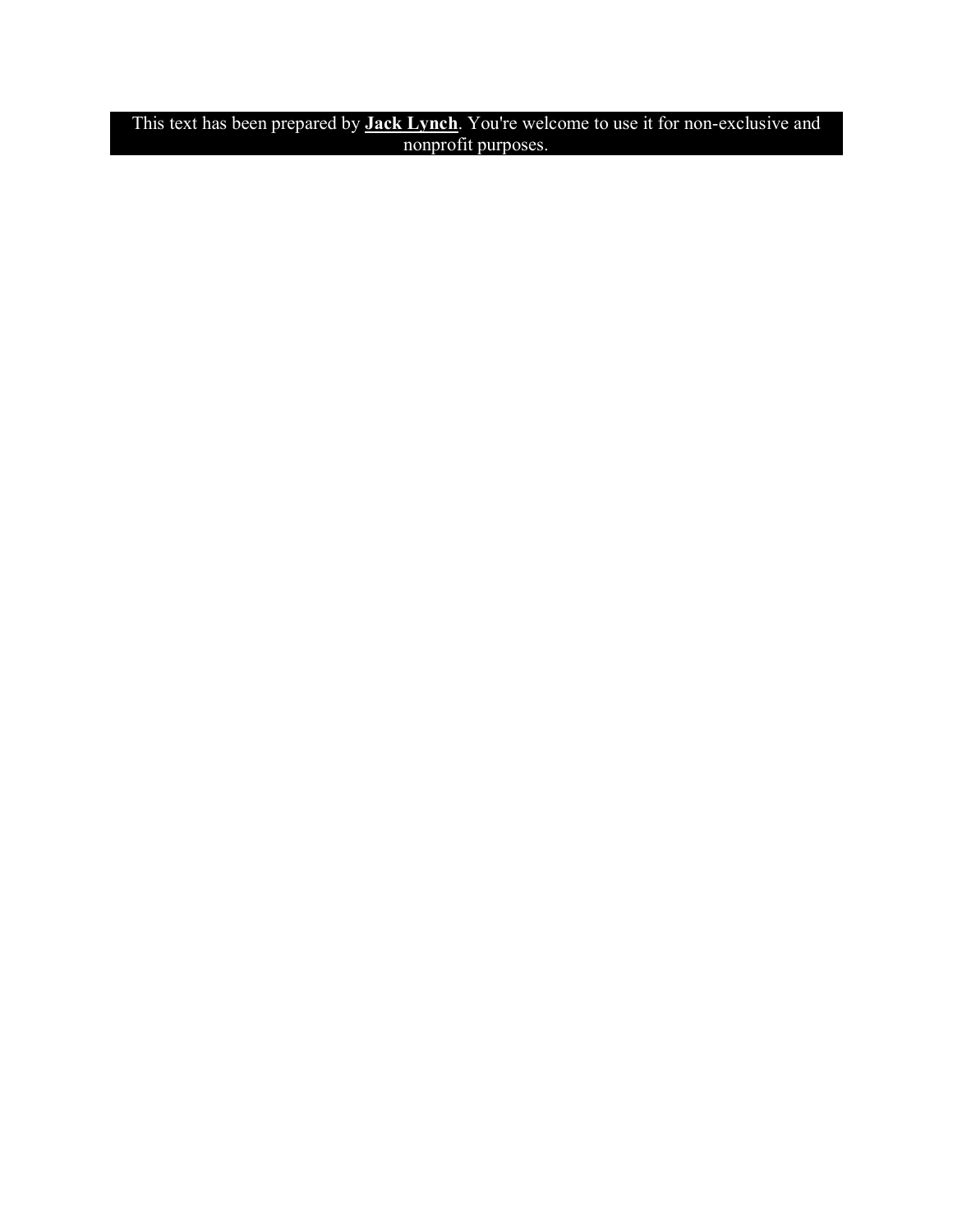This text has been prepared by **Jack Lynch**. You're welcome to use it for non-exclusive and nonprofit purposes.